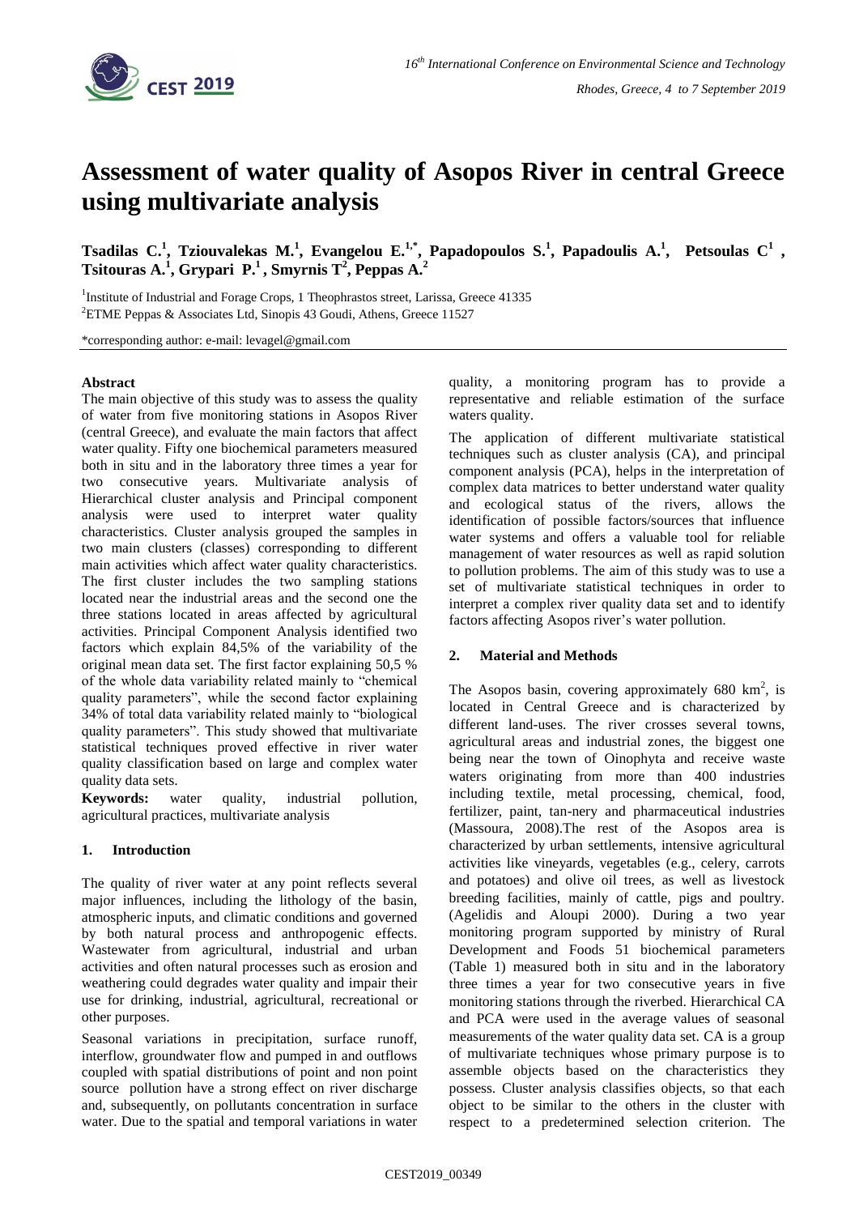# Assessment of water quality of Asopos River in central Greece using multivariate analysis

**Tsadilas C.[1], Tziouvalekas M.[1], Evangelou E.[1,*], Papadopoulos S.[1], Papadoulis A.[1], Petsoulas C[1], Tsitouras A.[1], Grypari P.[1], Smyrnis T[2], Peppas A.[2]**

[1]Institute of Industrial and Forage Crops, 1 Theophrastos street, Larissa, Greece 41335

[2]ETME Peppas & Associates Ltd, Sinopis 43 Goudi, Athens, Greece 11527

*corresponding author: e-mail: levagel@gmail.com

## Abstract

The main objective of this study was to assess the quality of water from five monitoring stations in Asopos River (central Greece), and evaluate the main factors that affect water quality. Fifty one biochemical parameters measured both in situ and in the laboratory three times a year for two consecutive years. Multivariate analysis of Hierarchical cluster analysis and Principal component analysis were used to interpret water quality characteristics. Cluster analysis grouped the samples in two main clusters (classes) corresponding to different main activities which affect water quality characteristics. The first cluster includes the two sampling stations located near the industrial areas and the second one the three stations located in areas affected by agricultural activities. Principal Component Analysis identified two factors which explain 84,5% of the variability of the original mean data set. The first factor explaining 50,5 % of the whole data variability related mainly to "chemical quality parameters", while the second factor explaining 34% of total data variability related mainly to "biological quality parameters". This study showed that multivariate statistical techniques proved effective in river water quality classification based on large and complex water quality data sets.

**Keywords:** water quality, industrial pollution, agricultural practices, multivariate analysis

## 1. Introduction

The quality of river water at any point reflects several major influences, including the lithology of the basin, atmospheric inputs, and climatic conditions and governed by both natural process and anthropogenic effects. Wastewater from agricultural, industrial and urban activities and often natural processes such as erosion and weathering could degrades water quality and impair their use for drinking, industrial, agricultural, recreational or other purposes.

Seasonal variations in precipitation, surface runoff, interflow, groundwater flow and pumped in and outflows coupled with spatial distributions of point and non point source pollution have a strong effect on river discharge and, subsequently, on pollutants concentration in surface water. Due to the spatial and temporal variations in water quality, a monitoring program has to provide a representative and reliable estimation of the surface waters quality.

The application of different multivariate statistical techniques such as cluster analysis (CA), and principal component analysis (PCA), helps in the interpretation of complex data matrices to better understand water quality and ecological status of the rivers, allows the identification of possible factors/sources that influence water systems and offers a valuable tool for reliable management of water resources as well as rapid solution to pollution problems. The aim of this study was to use a set of multivariate statistical techniques in order to interpret a complex river quality data set and to identify factors affecting Asopos river's water pollution.

## 2. Material and Methods

The Asopos basin, covering approximately 680 $km^2$, is located in Central Greece and is characterized by different land-uses. The river crosses several towns, agricultural areas and industrial zones, the biggest one being near the town of Oinophyta and receive waste waters originating from more than 400 industries including textile, metal processing, chemical, food, fertilizer, paint, tan-nery and pharmaceutical industries (Massoura, 2008).The rest of the Asopos area is characterized by urban settlements, intensive agricultural activities like vineyards, vegetables (e.g., celery, carrots and potatoes) and olive oil trees, as well as livestock breeding facilities, mainly of cattle, pigs and poultry. (Agelidis and Aloupi 2000). During a two year monitoring program supported by ministry of Rural Development and Foods 51 biochemical parameters (Table 1) measured both in situ and in the laboratory three times a year for two consecutive years in five monitoring stations through the riverbed. Hierarchical CA and PCA were used in the average values of seasonal measurements of the water quality data set. CA is a group of multivariate techniques whose primary purpose is to assemble objects based on the characteristics they possess. Cluster analysis classifies objects, so that each object to be similar to the others in the cluster with respect to a predetermined selection criterion. The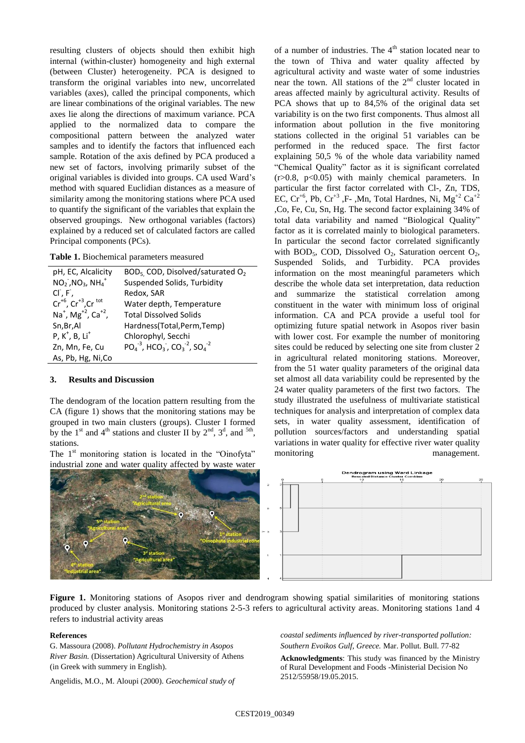resulting clusters of objects should then exhibit high internal (within-cluster) homogeneity and high external (between Cluster) heterogeneity. PCA is designed to transform the original variables into new, uncorrelated variables (axes), called the principal components, which are linear combinations of the original variables. The new axes lie along the directions of maximum variance. PCA applied to the normalized data to compare the compositional pattern between the analyzed water samples and to identify the factors that influenced each sample. Rotation of the axis defined by PCA produced a new set of factors, involving primarily subset of the original variables is divided into groups. CA used Ward's method with squared Euclidian distances as a measure of similarity among the monitoring stations where PCA used to quantify the significant of the variables that explain the observed groupings. New orthogonal variables (factors) explained by a reduced set of calculated factors are called Principal components (PCs).

**Table 1.** Biochemical parameters measured

| | |
|---|---|
| pH, EC, Alcalicity | $BOD_5$, COD, Disolved/saturated $O_2$ |
| $NO_2^-$, $NO_3$, $NH_4^+$ | Suspended Solids, Turbidity |
| $Cl^-$, $F^-$, | Redox, SAR |
| $Cr^{+6}$, $Cr^{+3}$, $Cr^{tot}$ | Water depth, Temperature |
| $Na^+$, $Mg^{+2}$, $Ca^{+2}$, | Total Dissolved Solids |
| Sn, Br, Al | Hardness(Total,Perm,Temp) |
| P, $K^+$, B, $Li^+$ | Chlorophyl, Secchi |
| Zn, Mn, Fe, Cu | $PO_4^{-3}$, $HCO_3^-$, $CO_3^{-2}$, $SO_4^{-2}$ |
| As, Pb, Hg, Ni, Co | |

## 3. Results and Discussion

The dendogram of the location pattern resulting from the CA (figure 1) shows that the monitoring stations may be grouped in two main clusters (groups). Cluster I formed by the 1st and 4th stations and cluster II by 2nd, 3d, and 5th, stations.

The 1st monitoring station is located in the "Oinofyta" industrial zone and water quality affected by waste water of a number of industries. The 4th station located near to the town of Thiva and water quality affected by agricultural activity and waste water of some industries near the town. All stations of the 2nd cluster located in areas affected mainly by agricultural activity. Results of PCA shows that up to 84,5% of the original data set variability is on the two first components. Thus almost all information about pollution in the five monitoring stations collected in the original 51 variables can be performed in the reduced space. The first factor explaining 50,5 % of the whole data variability named "Chemical Quality" factor as it is significant correlated ($r>0.8$, $p<0.05$) with mainly chemical parameters. In particular the first factor correlated with Cl-, Zn, TDS, EC, $Cr^{+6}$, Pb, $Cr^{+3}$, F-, Mn, Total Hardnes, Ni, $Mg^{+2}$ $Ca^{+2}$, Co, Fe, Cu, Sn, Hg. The second factor explaining 34% of total data variability and named "Biological Quality" factor as it is correlated mainly to biological parameters. In particular the second factor correlated significantly with $BOD_5$, COD, Dissolved $O_2$, Saturation oercent $O_2$, Suspended Solids, and Turbidity. PCA provides information on the most meaningful parameters which describe the whole data set interpretation, data reduction and summarize the statistical correlation among constituent in the water with minimum loss of original information. CA and PCA provide a useful tool for optimizing future spatial network in Asopos river basin with lower cost. For example the number of monitoring sites could be reduced by selecting one site from cluster 2 in agricultural related monitoring stations. Moreover, from the 51 water quality parameters of the original data set almost all data variability could be represented by the 24 water quality parameters of the first two factors. The study illustrated the usefulness of multivariate statistical techniques for analysis and interpretation of complex data sets, in water quality assessment, identification of pollution sources/factors and understanding spatial variations in water quality for effective river water quality monitoring management.

2nd station "Agricultural area"
5th station "Agricultural area"
1st station "Oinophyta industrial zone"
3d station "Agricultural area"
4th station "Industrial area"

Dendrogram using Ward Linkage
Rescaled Distance Cluster Combine
0 5 10 15 20 25
2
5
3
1
4

**Figure 1.** Monitoring stations of Asopos river and dendrogram showing spatial similarities of monitoring stations produced by cluster analysis. Monitoring stations 2-5-3 refers to agricultural activity areas. Monitoring stations 1and 4 refers to industrial activity areas

### References

G. Massoura (2008). *Pollutant Hydrochemistry in Asopos River Basin.* (Dissertation) Agricultural University of Athens (in Greek with summery in English).

Angelidis, M.O., M. Aloupi (2000). *Geochemical study of coastal sediments influenced by river-transported pollution: Southern Evoikos Gulf, Greece.* Mar. Pollut. Bull. 77-82

**Acknowledgments**: This study was financed by the Ministry of Rural Development and Foods -Ministerial Decision No 2512/55958/19.05.2015.